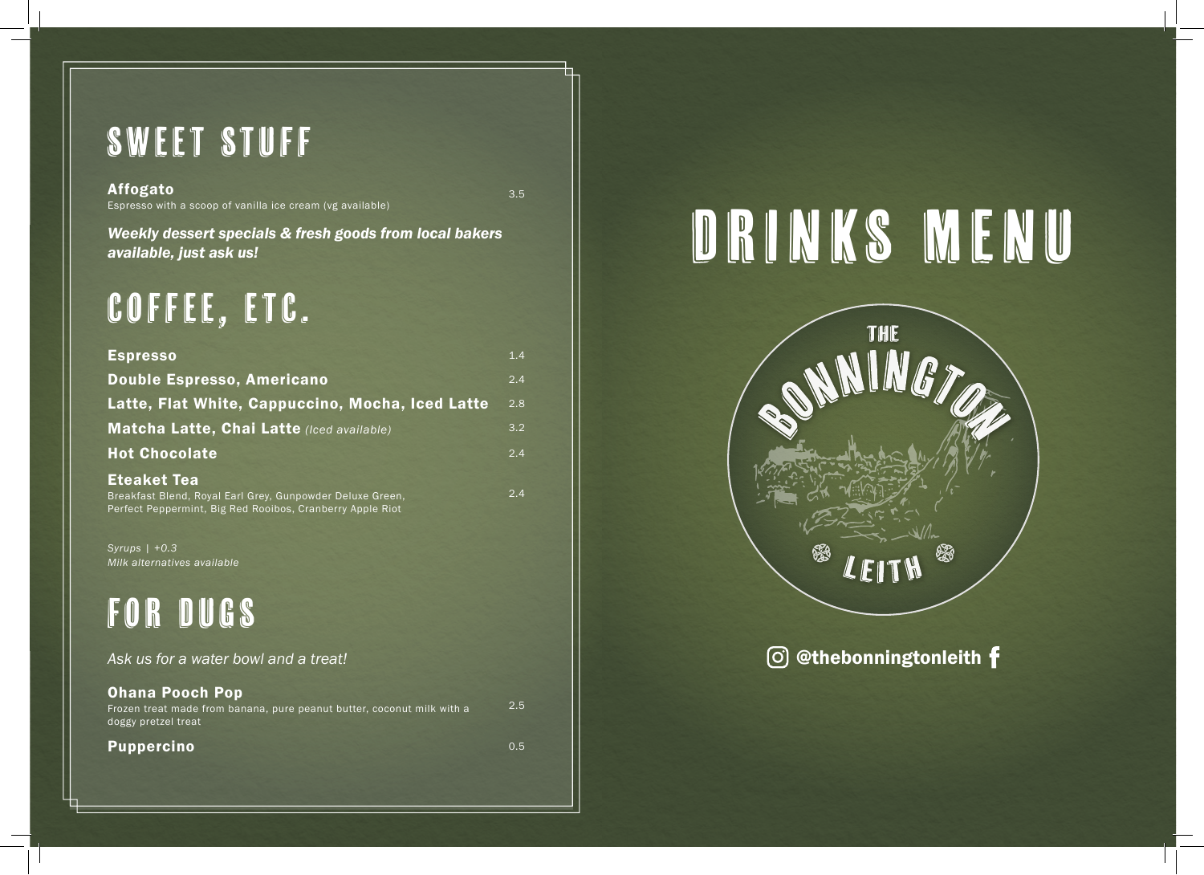# SWEET STUFF

**Affogato** 3.5
Espresso with a scoop of vanilla ice cream (vg available)

***Weekly dessert specials & fresh goods from local bakers available, just ask us!***

# COFFEE, ETC.

**Espresso** 1.4

**Double Espresso, Americano** 2.4

**Latte, Flat White, Cappuccino, Mocha, Iced Latte** 2.8

**Matcha Latte, Chai Latte** *(Iced available)* 3.2

**Hot Chocolate** 2.4

**Eteaket Tea** 2.4
Breakfast Blend, Royal Earl Grey, Gunpowder Deluxe Green, Perfect Peppermint, Big Red Rooibos, Cranberry Apple Riot

*Syrups | +0.3*
*Milk alternatives available*

# FOR DUGS

*Ask us for a water bowl and a treat!*

**Ohana Pooch Pop** 2.5
Frozen treat made from banana, pure peanut butter, coconut milk with a doggy pretzel treat

**Puppercino** 0.5

# DRINKS MENU

THE BONNINGTON LEITH

@thebonningtonleith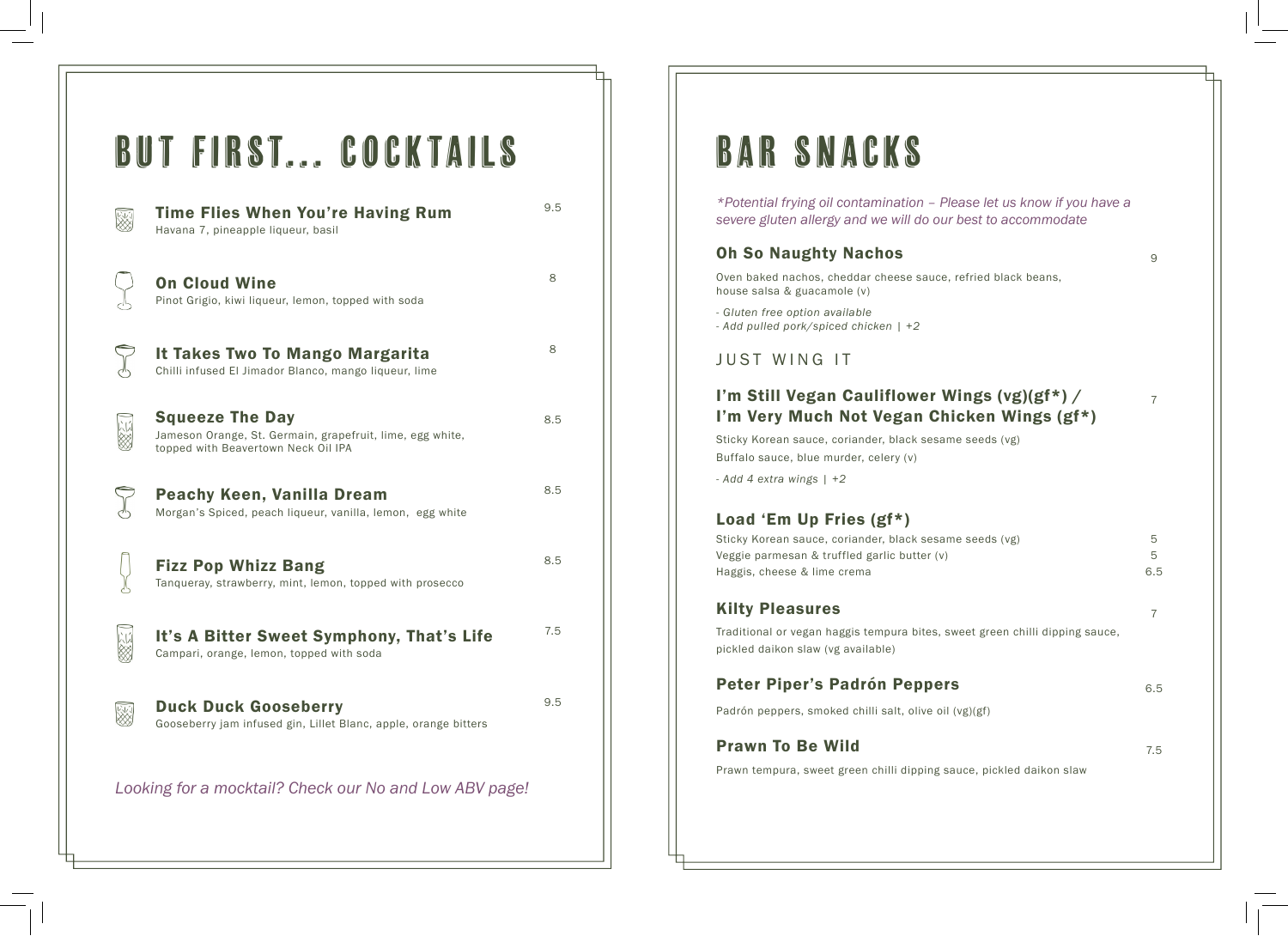# BUT FIRST... COCKTAILS

**Time Flies When You're Having Rum** — 9.5
Havana 7, pineapple liqueur, basil

**On Cloud Wine** — 8
Pinot Grigio, kiwi liqueur, lemon, topped with soda

**It Takes Two To Mango Margarita** — 8
Chilli infused El Jimador Blanco, mango liqueur, lime

**Squeeze The Day** — 8.5
Jameson Orange, St. Germain, grapefruit, lime, egg white, topped with Beavertown Neck Oil IPA

**Peachy Keen, Vanilla Dream** — 8.5
Morgan's Spiced, peach liqueur, vanilla, lemon, egg white

**Fizz Pop Whizz Bang** — 8.5
Tanqueray, strawberry, mint, lemon, topped with prosecco

**It's A Bitter Sweet Symphony, That's Life** — 7.5
Campari, orange, lemon, topped with soda

**Duck Duck Gooseberry** — 9.5
Gooseberry jam infused gin, Lillet Blanc, apple, orange bitters

*Looking for a mocktail? Check our No and Low ABV page!*

# BAR SNACKS

*\*Potential frying oil contamination – Please let us know if you have a severe gluten allergy and we will do our best to accommodate*

**Oh So Naughty Nachos** — 9
Oven baked nachos, cheddar cheese sauce, refried black beans, house salsa & guacamole (v)

*- Gluten free option available*
*- Add pulled pork/spiced chicken | +2*

## JUST WING IT

**I'm Still Vegan Cauliflower Wings (vg)(gf*) / I'm Very Much Not Vegan Chicken Wings (gf*)** — 7
Sticky Korean sauce, coriander, black sesame seeds (vg)
Buffalo sauce, blue murder, celery (v)

*- Add 4 extra wings | +2*

**Load 'Em Up Fries (gf*)**
Sticky Korean sauce, coriander, black sesame seeds (vg) — 5
Veggie parmesan & truffled garlic butter (v) — 5
Haggis, cheese & lime crema — 6.5

**Kilty Pleasures** — 7
Traditional or vegan haggis tempura bites, sweet green chilli dipping sauce, pickled daikon slaw (vg available)

**Peter Piper's Padrón Peppers** — 6.5
Padrón peppers, smoked chilli salt, olive oil (vg)(gf)

**Prawn To Be Wild** — 7.5
Prawn tempura, sweet green chilli dipping sauce, pickled daikon slaw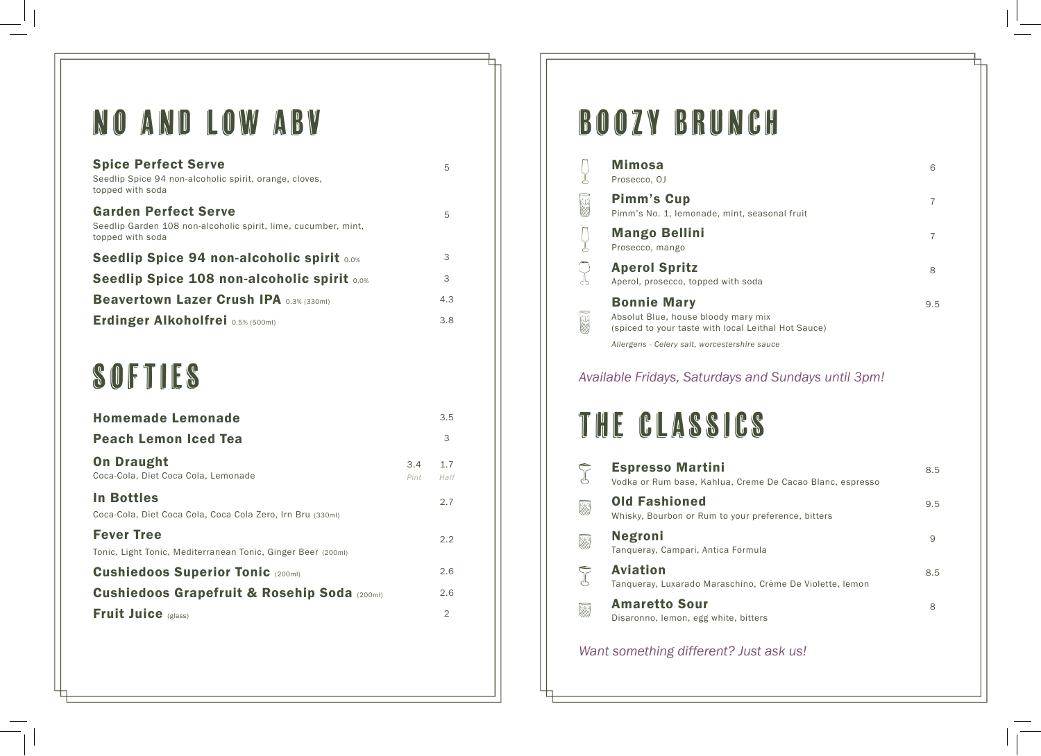# NO AND LOW ABV

**Spice Perfect Serve** — 5
Seedlip Spice 94 non-alcoholic spirit, orange, cloves, topped with soda

**Garden Perfect Serve** — 5
Seedlip Garden 108 non-alcoholic spirit, lime, cucumber, mint, topped with soda

**Seedlip Spice 94 non-alcoholic spirit** 0.0% — 3

**Seedlip Spice 108 non-alcoholic spirit** 0.0% — 3

**Beavertown Lazer Crush IPA** 0.3% (330ml) — 4.3

**Erdinger Alkoholfrei** 0.5% (500ml) — 3.8

# SOFTIES

**Homemade Lemonade** — 3.5

**Peach Lemon Iced Tea** — 3

**On Draught** — 3.4 *Pint* / 1.7 *Half*
Coca-Cola, Diet Coca Cola, Lemonade

**In Bottles** — 2.7
Coca-Cola, Diet Coca Cola, Coca Cola Zero, Irn Bru (330ml)

**Fever Tree** — 2.2
Tonic, Light Tonic, Mediterranean Tonic, Ginger Beer (200ml)

**Cushiedoos Superior Tonic** (200ml) — 2.6

**Cushiedoos Grapefruit & Rosehip Soda** (200ml) — 2.6

**Fruit Juice** (glass) — 2

# BOOZY BRUNCH

**Mimosa** — 6
Prosecco, OJ

**Pimm's Cup** — 7
Pimm's No. 1, lemonade, mint, seasonal fruit

**Mango Bellini** — 7
Prosecco, mango

**Aperol Spritz** — 8
Aperol, prosecco, topped with soda

**Bonnie Mary** — 9.5
Absolut Blue, house bloody mary mix
(spiced to your taste with local Leithal Hot Sauce)

*Allergens - Celery salt, worcestershire sauce*

*Available Fridays, Saturdays and Sundays until 3pm!*

# THE CLASSICS

**Espresso Martini** — 8.5
Vodka or Rum base, Kahlua, Creme De Cacao Blanc, espresso

**Old Fashioned** — 9.5
Whisky, Bourbon or Rum to your preference, bitters

**Negroni** — 9
Tanqueray, Campari, Antica Formula

**Aviation** — 8.5
Tanqueray, Luxarado Maraschino, Crème De Violette, lemon

**Amaretto Sour** — 8
Disaronno, lemon, egg white, bitters

*Want something different? Just ask us!*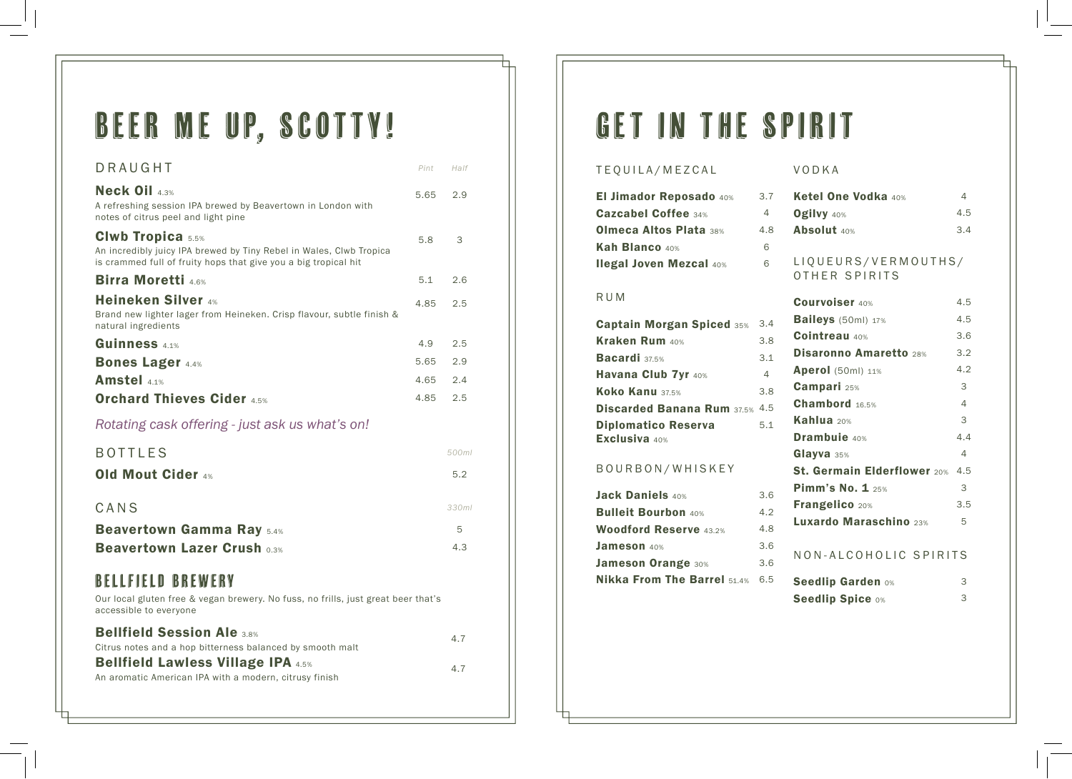# BEER ME UP, SCOTTY!

## DRAUGHT

| | Pint | Half |
|---|---|---|
| **Neck Oil** 4.3%<br>A refreshing session IPA brewed by Beavertown in London with notes of citrus peel and light pine | 5.65 | 2.9 |
| **Clwb Tropica** 5.5%<br>An incredibly juicy IPA brewed by Tiny Rebel in Wales, Clwb Tropica is crammed full of fruity hops that give you a big tropical hit | 5.8 | 3 |
| **Birra Moretti** 4.6% | 5.1 | 2.6 |
| **Heineken Silver** 4%<br>Brand new lighter lager from Heineken. Crisp flavour, subtle finish & natural ingredients | 4.85 | 2.5 |
| **Guinness** 4.1% | 4.9 | 2.5 |
| **Bones Lager** 4.4% | 5.65 | 2.9 |
| **Amstel** 4.1% | 4.65 | 2.4 |
| **Orchard Thieves Cider** 4.5% | 4.85 | 2.5 |

*Rotating cask offering - just ask us what's on!*

## BOTTLES

| | 500ml |
|---|---|
| **Old Mout Cider** 4% | 5.2 |

## CANS

| | 330ml |
|---|---|
| **Beavertown Gamma Ray** 5.4% | 5 |
| **Beavertown Lazer Crush** 0.3% | 4.3 |

## BELLFIELD BREWERY

Our local gluten free & vegan brewery. No fuss, no frills, just great beer that's accessible to everyone

| | |
|---|---|
| **Bellfield Session Ale** 3.8%<br>Citrus notes and a hop bitterness balanced by smooth malt | 4.7 |
| **Bellfield Lawless Village IPA** 4.5%<br>An aromatic American IPA with a modern, citrusy finish | 4.7 |

# GET IN THE SPIRIT

## TEQUILA/MEZCAL

| | |
|---|---|
| **El Jimador Reposado** 40% | 3.7 |
| **Cazcabel Coffee** 34% | 4 |
| **Olmeca Altos Plata** 38% | 4.8 |
| **Kah Blanco** 40% | 6 |
| **Ilegal Joven Mezcal** 40% | 6 |

## RUM

| | |
|---|---|
| **Captain Morgan Spiced** 35% | 3.4 |
| **Kraken Rum** 40% | 3.8 |
| **Bacardi** 37.5% | 3.1 |
| **Havana Club 7yr** 40% | 4 |
| **Koko Kanu** 37.5% | 3.8 |
| **Discarded Banana Rum** 37.5% | 4.5 |
| **Diplomatico Reserva Exclusiva** 40% | 5.1 |

## BOURBON/WHISKEY

| | |
|---|---|
| **Jack Daniels** 40% | 3.6 |
| **Bulleit Bourbon** 40% | 4.2 |
| **Woodford Reserve** 43.2% | 4.8 |
| **Jameson** 40% | 3.6 |
| **Jameson Orange** 30% | 3.6 |
| **Nikka From The Barrel** 51.4% | 6.5 |

## VODKA

| | |
|---|---|
| **Ketel One Vodka** 40% | 4 |
| **Ogilvy** 40% | 4.5 |
| **Absolut** 40% | 3.4 |

## LIQUEURS/VERMOUTHS/ OTHER SPIRITS

| | |
|---|---|
| **Courvoiser** 40% | 4.5 |
| **Baileys** (50ml) 17% | 4.5 |
| **Cointreau** 40% | 3.6 |
| **Disaronno Amaretto** 28% | 3.2 |
| **Aperol** (50ml) 11% | 4.2 |
| **Campari** 25% | 3 |
| **Chambord** 16.5% | 4 |
| **Kahlua** 20% | 3 |
| **Drambuie** 40% | 4.4 |
| **Glayva** 35% | 4 |
| **St. Germain Elderflower** 20% | 4.5 |
| **Pimm's No. 1** 25% | 3 |
| **Frangelico** 20% | 3.5 |
| **Luxardo Maraschino** 23% | 5 |

## NON-ALCOHOLIC SPIRITS

| | |
|---|---|
| **Seedlip Garden** 0% | 3 |
| **Seedlip Spice** 0% | 3 |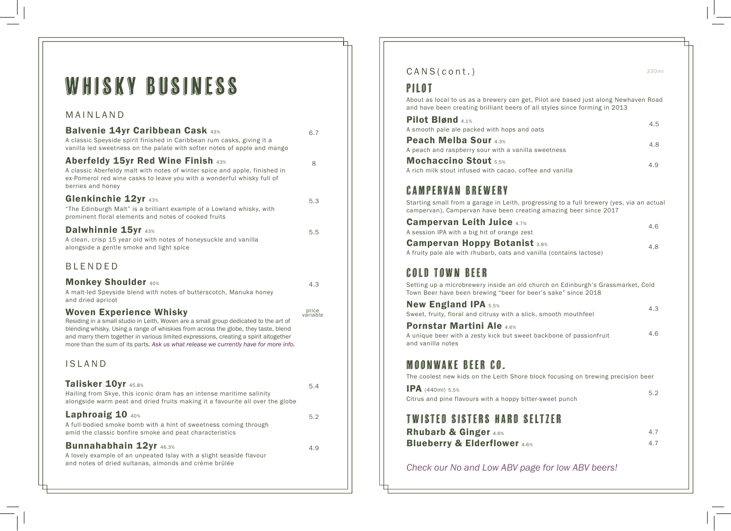# WHISKY BUSINESS

## MAINLAND

**Balvenie 14yr Caribbean Cask** 43% — 6.7
A classic Speyside spirit finished in Caribbean rum casks, giving it a vanilla led sweetness on the palate with softer notes of apple and mango

**Aberfeldy 15yr Red Wine Finish** 43% — 8
A classic Aberfeldy malt with notes of winter spice and apple, finished in ex-Pomerol red wine casks to leave you with a wonderful whisky full of berries and honey

**Glenkinchie 12yr** 43% — 5.3
"The Edinburgh Malt" is a brilliant example of a Lowland whisky, with prominent floral elements and notes of cooked fruits

**Dalwhinnie 15yr** 43% — 5.5
A clean, crisp 15 year old with notes of honeysuckle and vanilla alongside a gentle smoke and light spice

## BLENDED

**Monkey Shoulder** 40% — 4.3
A malt-led Speyside blend with notes of butterscotch, Manuka honey and dried apricot

**Woven Experience Whisky** — price variable
Residing in a small studio in Leith, Woven are a small group dedicated to the art of blending whisky. Using a range of whiskies from across the globe, they taste, blend and marry them together in various limited expressions, creating a spirit altogether more than the sum of its parts. *Ask us what release we currently have for more info.*

## ISLAND

**Talisker 10yr** 45.8% — 5.4
Hailing from Skye, this iconic dram has an intense maritime salinity alongside warm peat and dried fruits making it a favourite all over the globe

**Laphroaig 10** 40% — 5.2
A full-bodied smoke bomb with a hint of sweetness coming through amid the classic bonfire smoke and peat characteristics

**Bunnahabhain 12yr** 46.3% — 4.9
A lovely example of an unpeated Islay with a slight seaside flavour and notes of dried sultanas, almonds and crème brûlée

## CANS(cont.)

*330ml*

### PILOT

About as local to us as a brewery can get, Pilot are based just along Newhaven Road and have been creating brilliant beers of all styles since forming in 2013

**Pilot Blønd** 4.1% — 4.5
A smooth pale ale packed with hops and oats

**Peach Melba Sour** 4.3% — 4.8
A peach and raspberry sour with a vanilla sweetness

**Mochaccino Stout** 5.5% — 4.9
A rich milk stout infused with cacao, coffee and vanilla

### CAMPERVAN BREWERY

Starting small from a garage in Leith, progressing to a full brewery (yes, via an actual campervan), Campervan have been creating amazing beer since 2017

**Campervan Leith Juice** 4.7% — 4.6
A session IPA with a big hit of orange zest

**Campervan Hoppy Botanist** 3.8% — 4.8
A fruity pale ale with rhubarb, oats and vanilla (contains lactose)

### COLD TOWN BEER

Setting up a microbrewery inside an old church on Edinburgh's Grassmarket, Cold Town Beer have been brewing "beer for beer's sake" since 2018

**New England IPA** 5.5% — 4.3
Sweet, fruity, floral and citrusy with a slick, smooth mouthfeel

**Pornstar Martini Ale** 4.6% — 4.6
A unique beer with a zesty kick but sweet backbone of passionfruit and vanilla notes

### MOONWAKE BEER CO.

The coolest new kids on the Leith Shore block focusing on brewing precision beer

**IPA** (440ml) 5.5% — 5.2
Citrus and pine flavours with a hoppy bitter-sweet punch

### TWISTED SISTERS HARD SELTZER

**Rhubarb & Ginger** 4.6% — 4.7

**Blueberry & Elderflower** 4.6% — 4.7

*Check our No and Low ABV page for low ABV beers!*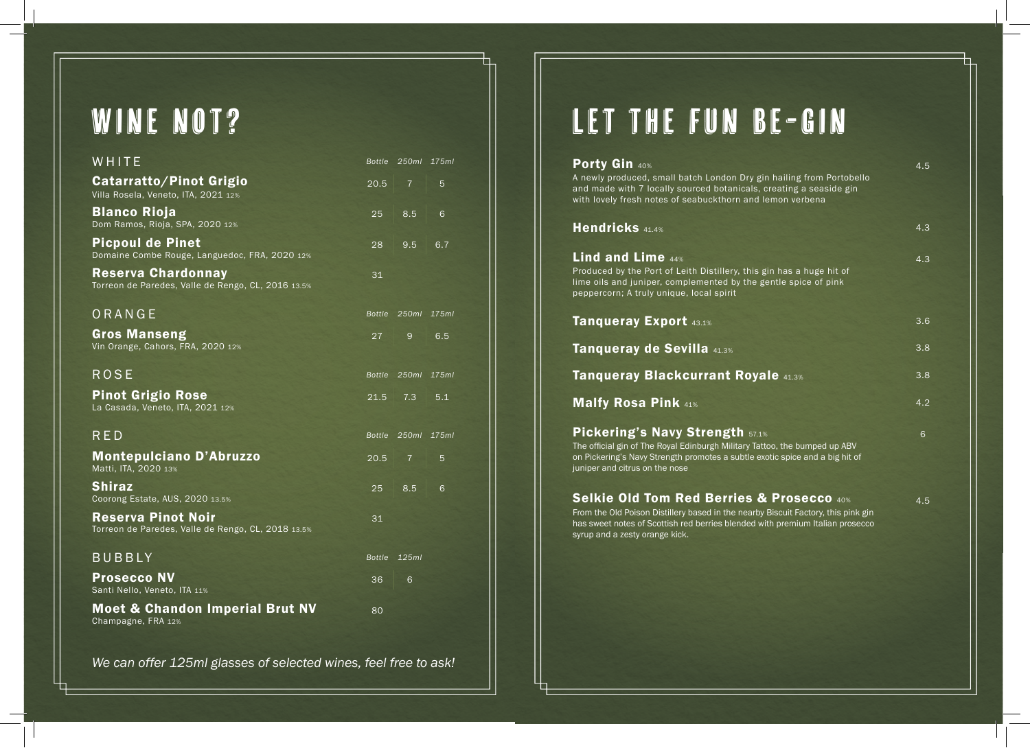# WINE NOT?

| WHITE | Bottle | 250ml | 175ml |
| --- | --- | --- | --- |
| **Catarratto/Pinot Grigio**<br>Villa Rosela, Veneto, ITA, 2021 12% | 20.5 | 7 | 5 |
| **Blanco Rioja**<br>Dom Ramos, Rioja, SPA, 2020 12% | 25 | 8.5 | 6 |
| **Picpoul de Pinet**<br>Domaine Combe Rouge, Languedoc, FRA, 2020 12% | 28 | 9.5 | 6.7 |
| **Reserva Chardonnay**<br>Torreon de Paredes, Valle de Rengo, CL, 2016 13.5% | 31 | | |

| ORANGE | Bottle | 250ml | 175ml |
| --- | --- | --- | --- |
| **Gros Manseng**<br>Vin Orange, Cahors, FRA, 2020 12% | 27 | 9 | 6.5 |

| ROSE | Bottle | 250ml | 175ml |
| --- | --- | --- | --- |
| **Pinot Grigio Rose**<br>La Casada, Veneto, ITA, 2021 12% | 21.5 | 7.3 | 5.1 |

| RED | Bottle | 250ml | 175ml |
| --- | --- | --- | --- |
| **Montepulciano D'Abruzzo**<br>Matti, ITA, 2020 13% | 20.5 | 7 | 5 |
| **Shiraz**<br>Coorong Estate, AUS, 2020 13.5% | 25 | 8.5 | 6 |
| **Reserva Pinot Noir**<br>Torreon de Paredes, Valle de Rengo, CL, 2018 13.5% | 31 | | |

| BUBBLY | Bottle | 125ml |
| --- | --- | --- |
| **Prosecco NV**<br>Santi Nello, Veneto, ITA 11% | 36 | 6 |
| **Moet & Chandon Imperial Brut NV**<br>Champagne, FRA 12% | 80 | |

*We can offer 125ml glasses of selected wines, feel free to ask!*

# LET THE FUN BE-GIN

**Porty Gin** 40% — 4.5
A newly produced, small batch London Dry gin hailing from Portobello and made with 7 locally sourced botanicals, creating a seaside gin with lovely fresh notes of seabuckthorn and lemon verbena

**Hendricks** 41.4% — 4.3

**Lind and Lime** 44% — 4.3
Produced by the Port of Leith Distillery, this gin has a huge hit of lime oils and juniper, complemented by the gentle spice of pink peppercorn; A truly unique, local spirit

**Tanqueray Export** 43.1% — 3.6

**Tanqueray de Sevilla** 41.3% — 3.8

**Tanqueray Blackcurrant Royale** 41.3% — 3.8

**Malfy Rosa Pink** 41% — 4.2

**Pickering's Navy Strength** 57.1% — 6
The official gin of The Royal Edinburgh Military Tattoo, the bumped up ABV on Pickering's Navy Strength promotes a subtle exotic spice and a big hit of juniper and citrus on the nose

**Selkie Old Tom Red Berries & Prosecco** 40% — 4.5
From the Old Poison Distillery based in the nearby Biscuit Factory, this pink gin has sweet notes of Scottish red berries blended with premium Italian prosecco syrup and a zesty orange kick.